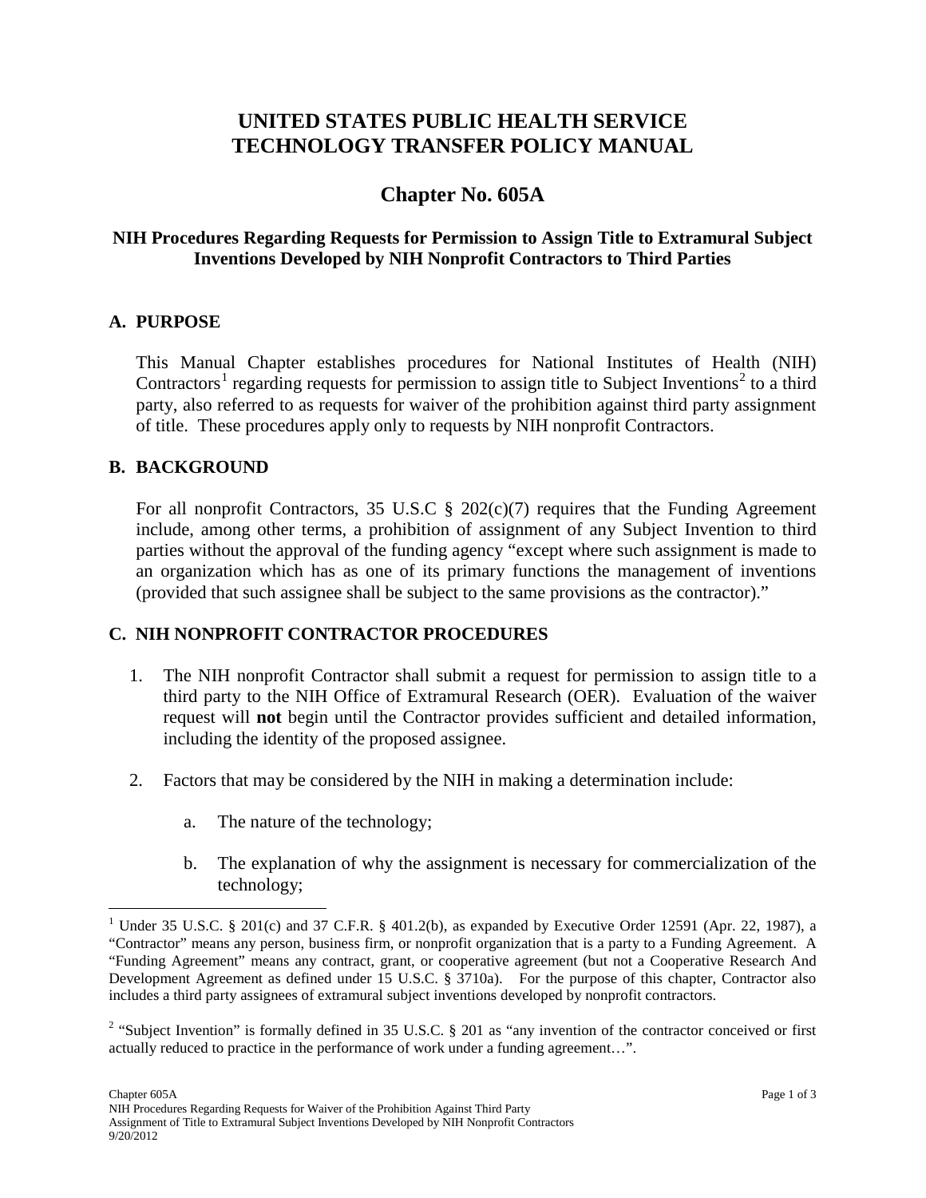# UNITED STATES PUBLIC HEALTH SERVICE TECHNOLOGY TRANSFER POLICY MANUAL

## Chapter No. 605A

### NIH Procedures Regarding Requests for Permission to Assign Title to Extramural Subject Inventions Developed by NIH Nonprofit Contractors to Third Parties

### A. PURPOSE

This Manual Chapter establishes procedures for National Institutes of Health (NIH) Contractors[1] regarding requests for permission to assign title to Subject Inventions[2] to a third party, also referred to as requests for waiver of the prohibition against third party assignment of title. These procedures apply only to requests by NIH nonprofit Contractors.

### B. BACKGROUND

For all nonprofit Contractors, 35 U.S.C § 202(c)(7) requires that the Funding Agreement include, among other terms, a prohibition of assignment of any Subject Invention to third parties without the approval of the funding agency "except where such assignment is made to an organization which has as one of its primary functions the management of inventions (provided that such assignee shall be subject to the same provisions as the contractor)."

### C. NIH NONPROFIT CONTRACTOR PROCEDURES

1. The NIH nonprofit Contractor shall submit a request for permission to assign title to a third party to the NIH Office of Extramural Research (OER). Evaluation of the waiver request will **not** begin until the Contractor provides sufficient and detailed information, including the identity of the proposed assignee.

2. Factors that may be considered by the NIH in making a determination include:

    a. The nature of the technology;

    b. The explanation of why the assignment is necessary for commercialization of the technology;

---

[1] Under 35 U.S.C. § 201(c) and 37 C.F.R. § 401.2(b), as expanded by Executive Order 12591 (Apr. 22, 1987), a "Contractor" means any person, business firm, or nonprofit organization that is a party to a Funding Agreement. A "Funding Agreement" means any contract, grant, or cooperative agreement (but not a Cooperative Research And Development Agreement as defined under 15 U.S.C. § 3710a). For the purpose of this chapter, Contractor also includes a third party assignees of extramural subject inventions developed by nonprofit contractors.

[2] "Subject Invention" is formally defined in 35 U.S.C. § 201 as "any invention of the contractor conceived or first actually reduced to practice in the performance of work under a funding agreement…".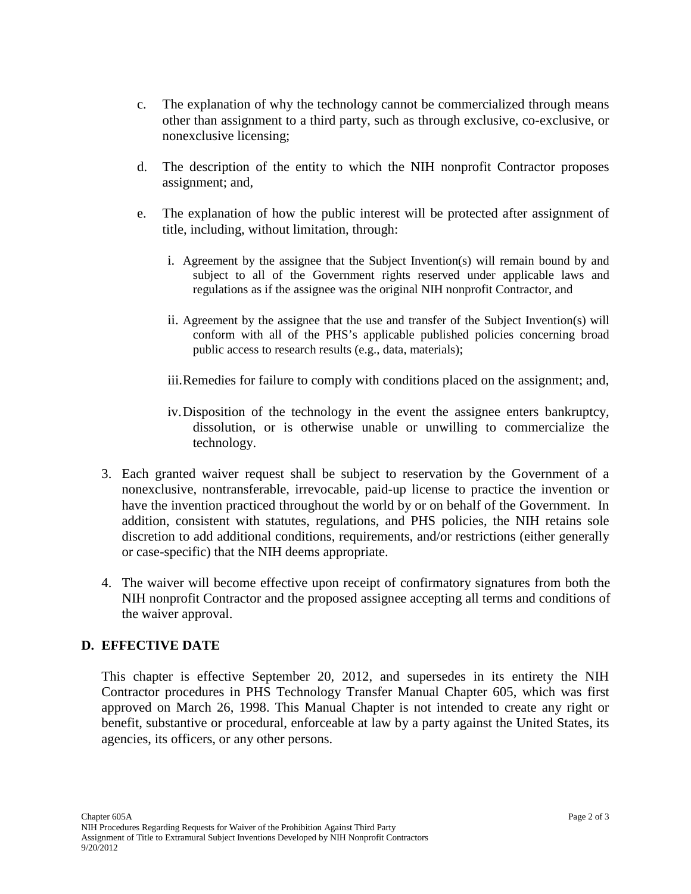c. The explanation of why the technology cannot be commercialized through means other than assignment to a third party, such as through exclusive, co-exclusive, or nonexclusive licensing;

   d. The description of the entity to which the NIH nonprofit Contractor proposes assignment; and,

   e. The explanation of how the public interest will be protected after assignment of title, including, without limitation, through:

      i. Agreement by the assignee that the Subject Invention(s) will remain bound by and subject to all of the Government rights reserved under applicable laws and regulations as if the assignee was the original NIH nonprofit Contractor, and

      ii. Agreement by the assignee that the use and transfer of the Subject Invention(s) will conform with all of the PHS's applicable published policies concerning broad public access to research results (e.g., data, materials);

      iii. Remedies for failure to comply with conditions placed on the assignment; and,

      iv. Disposition of the technology in the event the assignee enters bankruptcy, dissolution, or is otherwise unable or unwilling to commercialize the technology.

3. Each granted waiver request shall be subject to reservation by the Government of a nonexclusive, nontransferable, irrevocable, paid-up license to practice the invention or have the invention practiced throughout the world by or on behalf of the Government. In addition, consistent with statutes, regulations, and PHS policies, the NIH retains sole discretion to add additional conditions, requirements, and/or restrictions (either generally or case-specific) that the NIH deems appropriate.

4. The waiver will become effective upon receipt of confirmatory signatures from both the NIH nonprofit Contractor and the proposed assignee accepting all terms and conditions of the waiver approval.

## D. EFFECTIVE DATE

This chapter is effective September 20, 2012, and supersedes in its entirety the NIH Contractor procedures in PHS Technology Transfer Manual Chapter 605, which was first approved on March 26, 1998. This Manual Chapter is not intended to create any right or benefit, substantive or procedural, enforceable at law by a party against the United States, its agencies, its officers, or any other persons.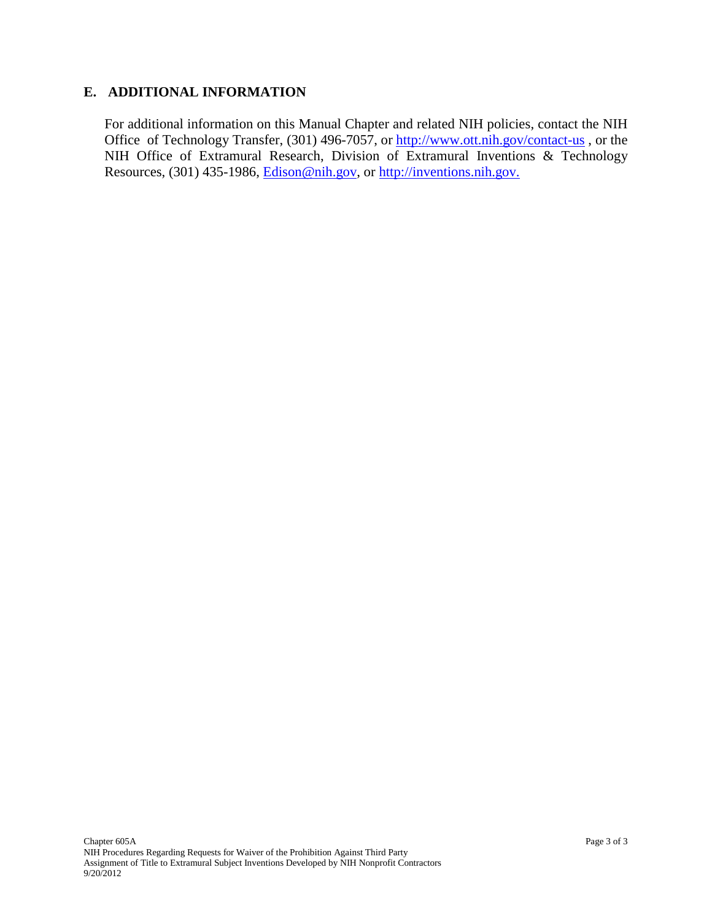## E. ADDITIONAL INFORMATION

For additional information on this Manual Chapter and related NIH policies, contact the NIH Office of Technology Transfer, (301) 496-7057, or http://www.ott.nih.gov/contact-us , or the NIH Office of Extramural Research, Division of Extramural Inventions & Technology Resources, (301) 435-1986, Edison@nih.gov, or http://inventions.nih.gov.